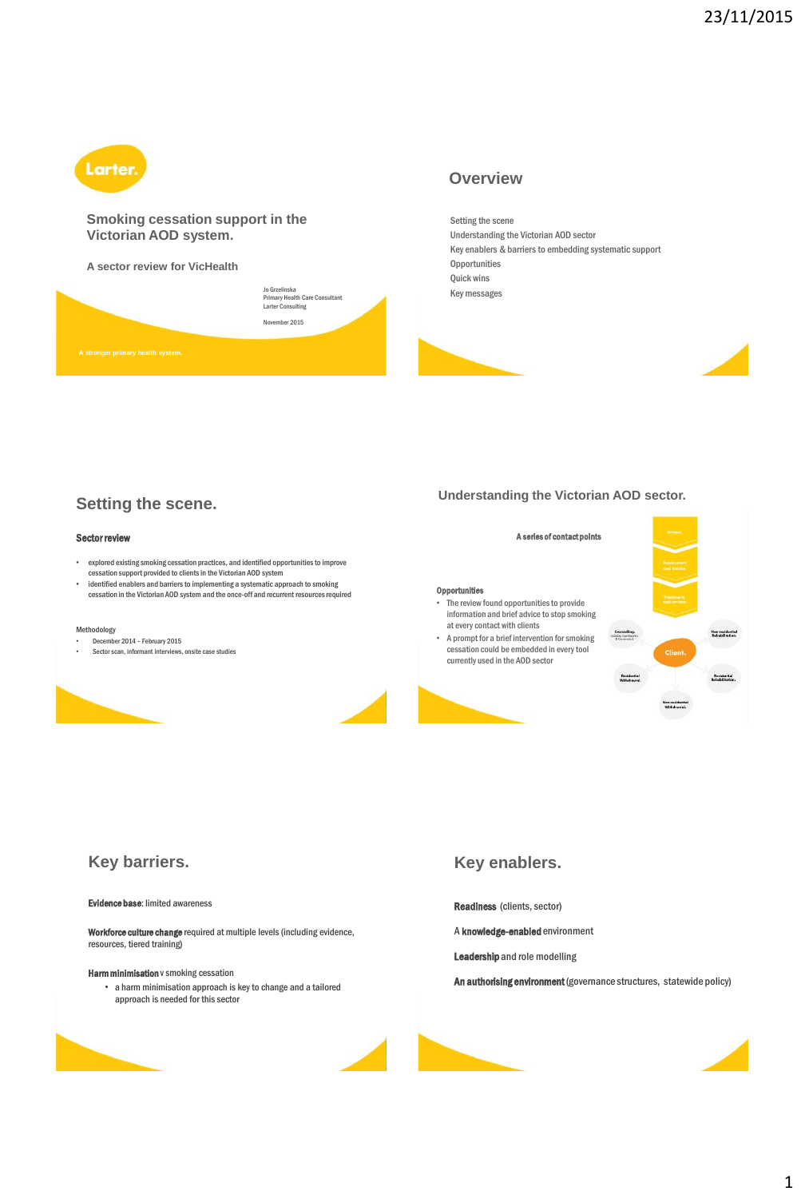Larter.

# Smoking cessation support in the Victorian AOD system.

## A sector review for VicHealth

Jo Grzelinska
Primary Health Care Consultant
Larter Consulting

November 2015

A stronger primary health system.

## Overview

Setting the scene
Understanding the Victorian AOD sector
Key enablers & barriers to embedding systematic support
Opportunities
Quick wins
Key messages

## Setting the scene.

**Sector review**

- explored existing smoking cessation practices, and identified opportunities to improve cessation support provided to clients in the Victorian AOD system
- identified enablers and barriers to implementing a systematic approach to smoking cessation in the Victorian AOD system and the once-off and recurrent resources required

Methodology

- December 2014 – February 2015
- Sector scan, informant interviews, onsite case studies

## Understanding the Victorian AOD sector.

**A series of contact points**

**Opportunities**

- The review found opportunities to provide information and brief advice to stop smoking at every contact with clients
- A prompt for a brief intervention for smoking cessation could be embedded in every tool currently used in the AOD sector

Screen. → Assessment and Intake. → Treatment

Client. — Counselling. (including care/support & Coordination) · Non-residential Rehabilitation. · Residential Rehabilitation. · Non-residential Withdrawal. · Residential Withdrawal.

## Key barriers.

**Evidence base**: limited awareness

**Workforce culture change** required at multiple levels (including evidence, resources, tiered training)

**Harm minimisation** v smoking cessation

- a harm minimisation approach is key to change and a tailored approach is needed for this sector

## Key enablers.

**Readiness** (clients, sector)

A **knowledge-enabled** environment

**Leadership** and role modelling

**An authorising environment** (governance structures, statewide policy)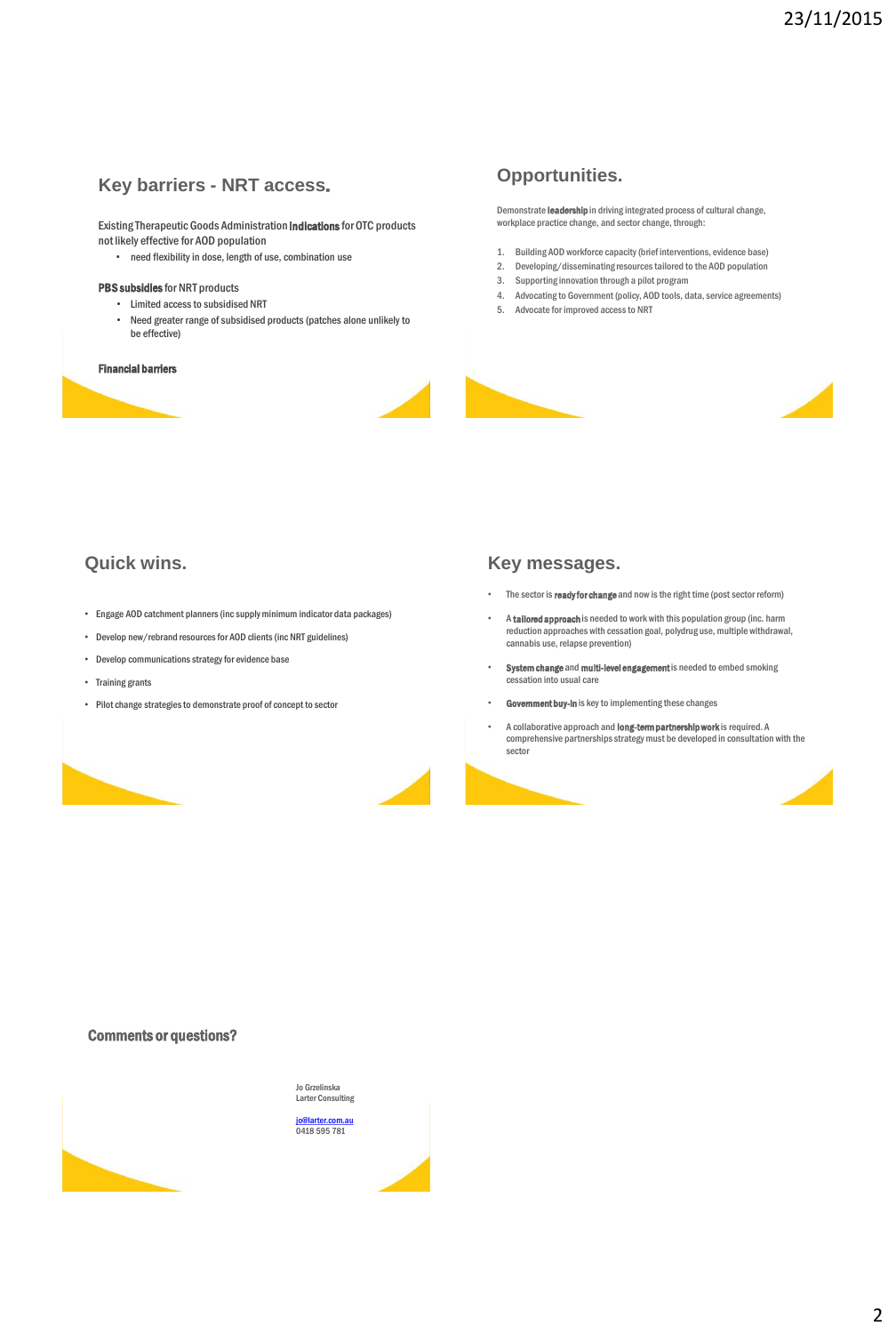## Key barriers - NRT access.

Existing Therapeutic Goods Administration **Indications** for OTC products not likely effective for AOD population

- need flexibility in dose, length of use, combination use

**PBS subsidies** for NRT products

- Limited access to subsidised NRT
- Need greater range of subsidised products (patches alone unlikely to be effective)

**Financial barriers**

## Opportunities.

Demonstrate **leadership** in driving integrated process of cultural change, workplace practice change, and sector change, through:

1. Building AOD workforce capacity (brief interventions, evidence base)
2. Developing/disseminating resources tailored to the AOD population
3. Supporting innovation through a pilot program
4. Advocating to Government (policy, AOD tools, data, service agreements)
5. Advocate for improved access to NRT

## Quick wins.

- Engage AOD catchment planners (inc supply minimum indicator data packages)
- Develop new/rebrand resources for AOD clients (inc NRT guidelines)
- Develop communications strategy for evidence base
- Training grants
- Pilot change strategies to demonstrate proof of concept to sector

## Key messages.

- The sector is **ready for change** and now is the right time (post sector reform)
- A **tailored approach** is needed to work with this population group (inc. harm reduction approaches with cessation goal, polydrug use, multiple withdrawal, cannabis use, relapse prevention)
- **System change** and **multi-level engagement** is needed to embed smoking cessation into usual care
- **Government buy-in** is key to implementing these changes
- A collaborative approach and **long-term partnership work** is required. A comprehensive partnerships strategy must be developed in consultation with the sector

## Comments or questions?

Jo Grzelinska
Larter Consulting

jo@larter.com.au
0418 595 781